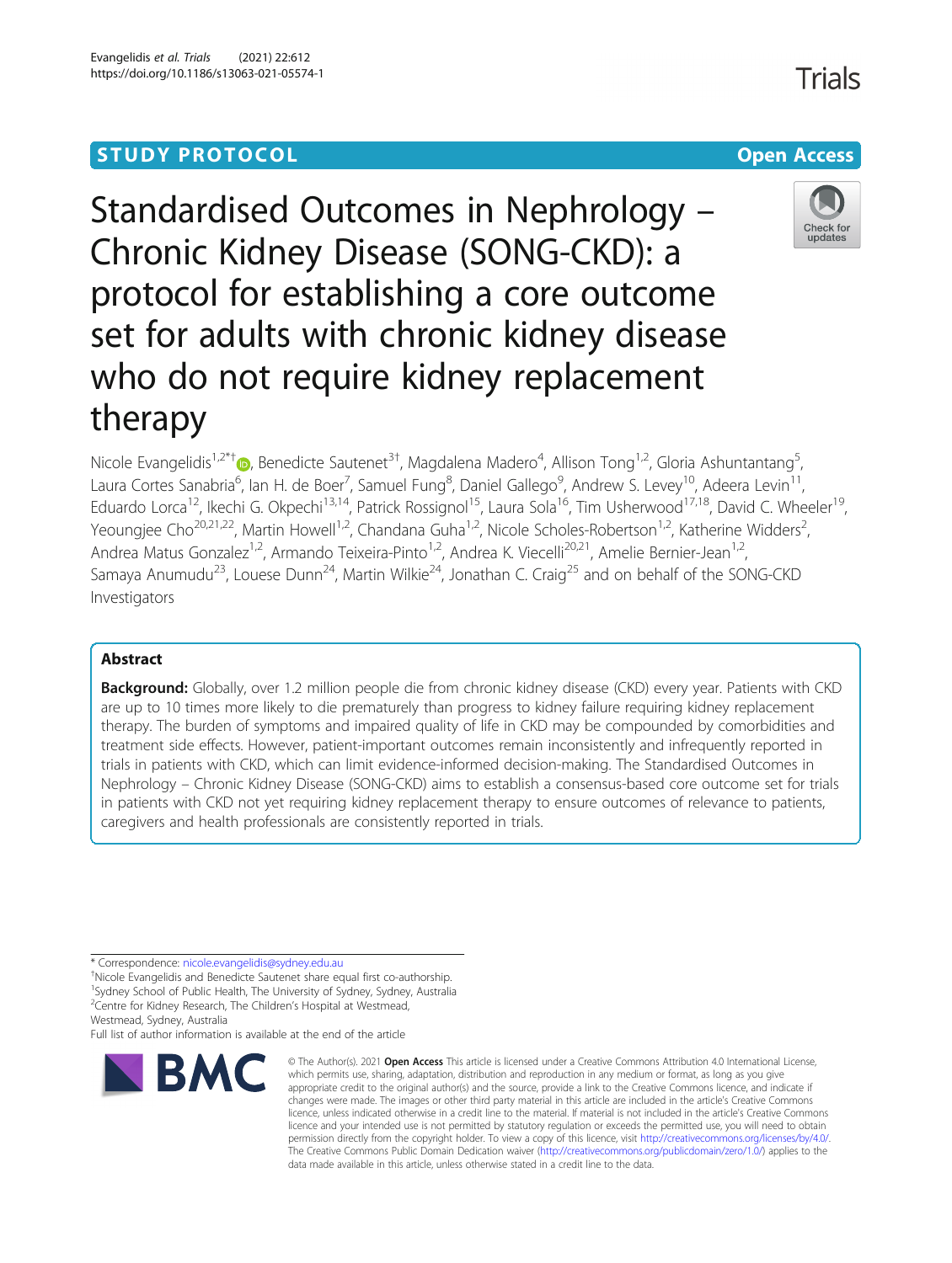STUDY PROTOCOL

Open Access

# Standardised Outcomes in Nephrology – Chronic Kidney Disease (SONG-CKD): a protocol for establishing a core outcome set for adults with chronic kidney disease who do not require kidney replacement therapy

Nicole Evangelidis[1,2*†], Benedicte Sautenet[3†], Magdalena Madero[4], Allison Tong[1,2], Gloria Ashuntantang[5], Laura Cortes Sanabria[6], Ian H. de Boer[7], Samuel Fung[8], Daniel Gallego[9], Andrew S. Levey[10], Adeera Levin[11], Eduardo Lorca[12], Ikechi G. Okpechi[13,14], Patrick Rossignol[15], Laura Sola[16], Tim Usherwood[17,18], David C. Wheeler[19], Yeoungjee Cho[20,21,22], Martin Howell[1,2], Chandana Guha[1,2], Nicole Scholes-Robertson[1,2], Katherine Widders[2], Andrea Matus Gonzalez[1,2], Armando Teixeira-Pinto[1,2], Andrea K. Viecelli[20,21], Amelie Bernier-Jean[1,2], Samaya Anumudu[23], Louese Dunn[24], Martin Wilkie[24], Jonathan C. Craig[25] and on behalf of the SONG-CKD Investigators

## Abstract

**Background:** Globally, over 1.2 million people die from chronic kidney disease (CKD) every year. Patients with CKD are up to 10 times more likely to die prematurely than progress to kidney failure requiring kidney replacement therapy. The burden of symptoms and impaired quality of life in CKD may be compounded by comorbidities and treatment side effects. However, patient-important outcomes remain inconsistently and infrequently reported in trials in patients with CKD, which can limit evidence-informed decision-making. The Standardised Outcomes in Nephrology – Chronic Kidney Disease (SONG-CKD) aims to establish a consensus-based core outcome set for trials in patients with CKD not yet requiring kidney replacement therapy to ensure outcomes of relevance to patients, caregivers and health professionals are consistently reported in trials.

* Correspondence: nicole.evangelidis@sydney.edu.au
†Nicole Evangelidis and Benedicte Sautenet share equal first co-authorship.
[1]Sydney School of Public Health, The University of Sydney, Sydney, Australia
[2]Centre for Kidney Research, The Children's Hospital at Westmead, Westmead, Sydney, Australia
Full list of author information is available at the end of the article

© The Author(s). 2021 **Open Access** This article is licensed under a Creative Commons Attribution 4.0 International License, which permits use, sharing, adaptation, distribution and reproduction in any medium or format, as long as you give appropriate credit to the original author(s) and the source, provide a link to the Creative Commons licence, and indicate if changes were made. The images or other third party material in this article are included in the article's Creative Commons licence, unless indicated otherwise in a credit line to the material. If material is not included in the article's Creative Commons licence and your intended use is not permitted by statutory regulation or exceeds the permitted use, you will need to obtain permission directly from the copyright holder. To view a copy of this licence, visit http://creativecommons.org/licenses/by/4.0/. The Creative Commons Public Domain Dedication waiver (http://creativecommons.org/publicdomain/zero/1.0/) applies to the data made available in this article, unless otherwise stated in a credit line to the data.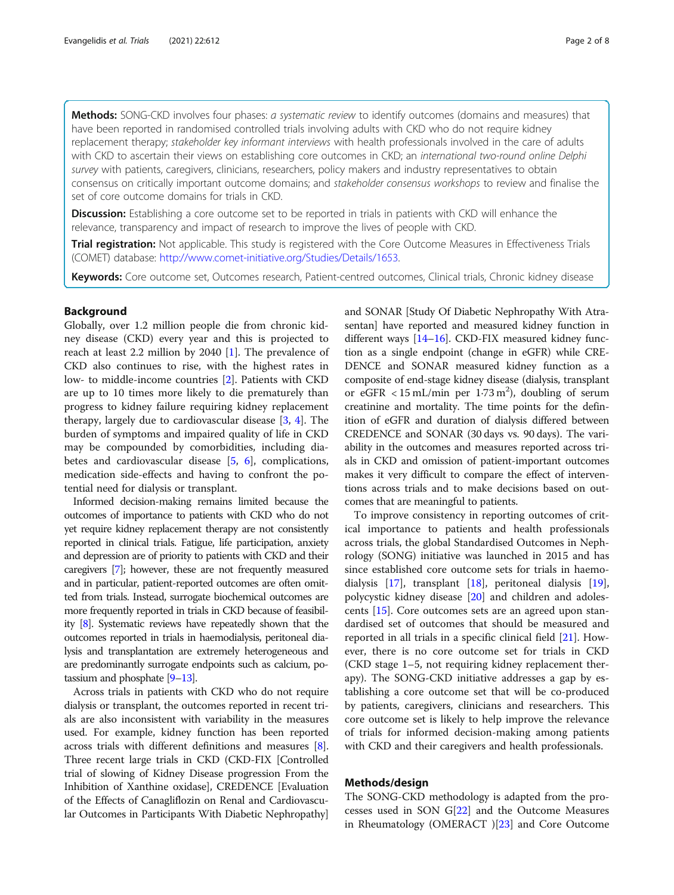**Methods:** SONG-CKD involves four phases: *a systematic review* to identify outcomes (domains and measures) that have been reported in randomised controlled trials involving adults with CKD who do not require kidney replacement therapy; *stakeholder key informant interviews* with health professionals involved in the care of adults with CKD to ascertain their views on establishing core outcomes in CKD; an *international two-round online Delphi survey* with patients, caregivers, clinicians, researchers, policy makers and industry representatives to obtain consensus on critically important outcome domains; and *stakeholder consensus workshops* to review and finalise the set of core outcome domains for trials in CKD.

**Discussion:** Establishing a core outcome set to be reported in trials in patients with CKD will enhance the relevance, transparency and impact of research to improve the lives of people with CKD.

**Trial registration:** Not applicable. This study is registered with the Core Outcome Measures in Effectiveness Trials (COMET) database: http://www.comet-initiative.org/Studies/Details/1653.

**Keywords:** Core outcome set, Outcomes research, Patient-centred outcomes, Clinical trials, Chronic kidney disease

## Background

Globally, over 1.2 million people die from chronic kidney disease (CKD) every year and this is projected to reach at least 2.2 million by 2040 [1]. The prevalence of CKD also continues to rise, with the highest rates in low- to middle-income countries [2]. Patients with CKD are up to 10 times more likely to die prematurely than progress to kidney failure requiring kidney replacement therapy, largely due to cardiovascular disease [3, 4]. The burden of symptoms and impaired quality of life in CKD may be compounded by comorbidities, including diabetes and cardiovascular disease [5, 6], complications, medication side-effects and having to confront the potential need for dialysis or transplant.

Informed decision-making remains limited because the outcomes of importance to patients with CKD who do not yet require kidney replacement therapy are not consistently reported in clinical trials. Fatigue, life participation, anxiety and depression are of priority to patients with CKD and their caregivers [7]; however, these are not frequently measured and in particular, patient-reported outcomes are often omitted from trials. Instead, surrogate biochemical outcomes are more frequently reported in trials in CKD because of feasibility [8]. Systematic reviews have repeatedly shown that the outcomes reported in trials in haemodialysis, peritoneal dialysis and transplantation are extremely heterogeneous and are predominantly surrogate endpoints such as calcium, potassium and phosphate [9–13].

Across trials in patients with CKD who do not require dialysis or transplant, the outcomes reported in recent trials are also inconsistent with variability in the measures used. For example, kidney function has been reported across trials with different definitions and measures [8]. Three recent large trials in CKD (CKD-FIX [Controlled trial of slowing of Kidney Disease progression From the Inhibition of Xanthine oxidase], CREDENCE [Evaluation of the Effects of Canagliflozin on Renal and Cardiovascular Outcomes in Participants With Diabetic Nephropathy] and SONAR [Study Of Diabetic Nephropathy With Atrasentan] have reported and measured kidney function in different ways [14–16]. CKD-FIX measured kidney function as a single endpoint (change in eGFR) while CREDENCE and SONAR measured kidney function as a composite of end-stage kidney disease (dialysis, transplant or eGFR $< 15\,\text{mL/min per } 1{\cdot}73\,\text{m}^2$), doubling of serum creatinine and mortality. The time points for the definition of eGFR and duration of dialysis differed between CREDENCE and SONAR (30 days vs. 90 days). The variability in the outcomes and measures reported across trials in CKD and omission of patient-important outcomes makes it very difficult to compare the effect of interventions across trials and to make decisions based on outcomes that are meaningful to patients.

To improve consistency in reporting outcomes of critical importance to patients and health professionals across trials, the global Standardised Outcomes in Nephrology (SONG) initiative was launched in 2015 and has since established core outcome sets for trials in haemodialysis [17], transplant [18], peritoneal dialysis [19], polycystic kidney disease [20] and children and adolescents [15]. Core outcomes sets are an agreed upon standardised set of outcomes that should be measured and reported in all trials in a specific clinical field [21]. However, there is no core outcome set for trials in CKD (CKD stage 1–5, not requiring kidney replacement therapy). The SONG-CKD initiative addresses a gap by establishing a core outcome set that will be co-produced by patients, caregivers, clinicians and researchers. This core outcome set is likely to help improve the relevance of trials for informed decision-making among patients with CKD and their caregivers and health professionals.

## Methods/design

The SONG-CKD methodology is adapted from the processes used in SON G[22] and the Outcome Measures in Rheumatology (OMERACT )[23] and Core Outcome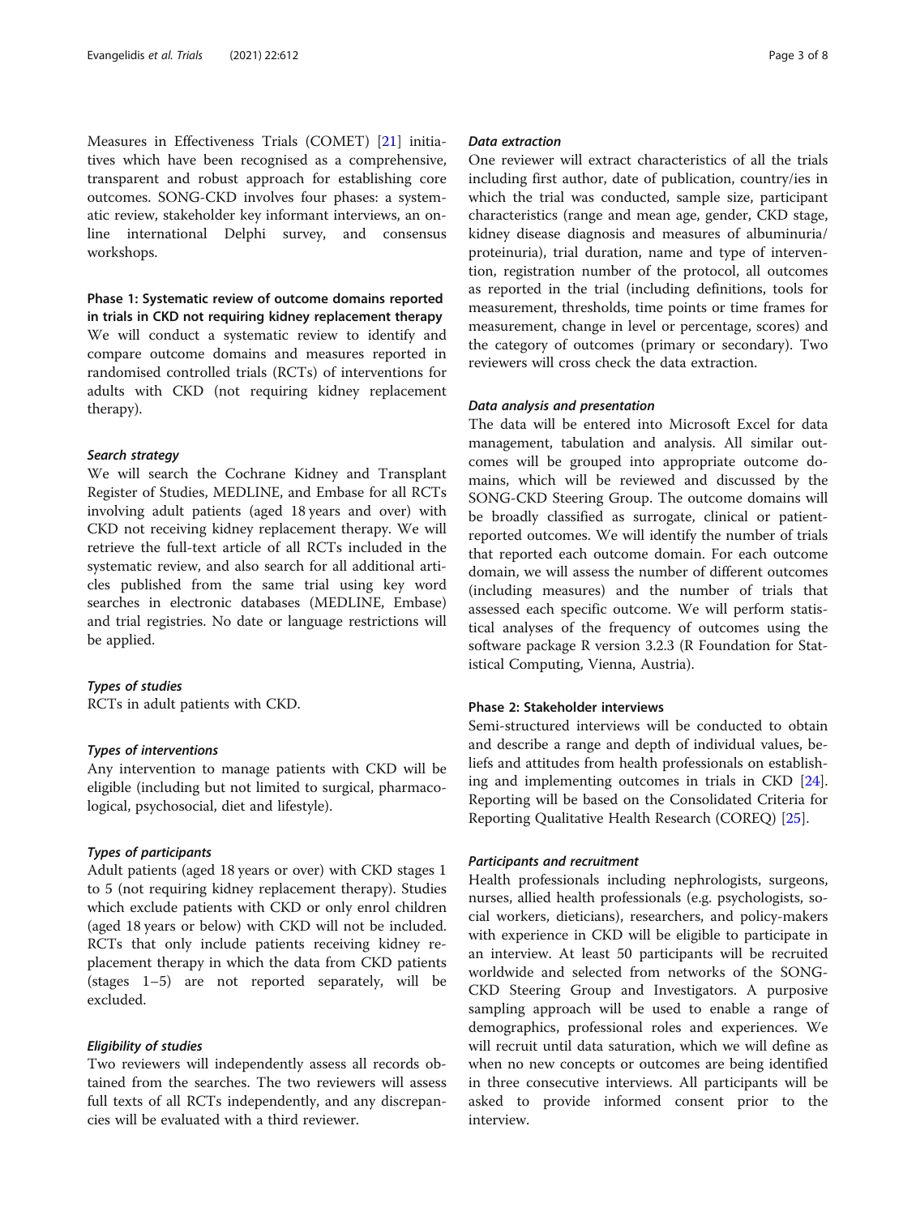Measures in Effectiveness Trials (COMET) [21] initiatives which have been recognised as a comprehensive, transparent and robust approach for establishing core outcomes. SONG-CKD involves four phases: a systematic review, stakeholder key informant interviews, an online international Delphi survey, and consensus workshops.

## Phase 1: Systematic review of outcome domains reported in trials in CKD not requiring kidney replacement therapy

We will conduct a systematic review to identify and compare outcome domains and measures reported in randomised controlled trials (RCTs) of interventions for adults with CKD (not requiring kidney replacement therapy).

### *Search strategy*

We will search the Cochrane Kidney and Transplant Register of Studies, MEDLINE, and Embase for all RCTs involving adult patients (aged 18 years and over) with CKD not receiving kidney replacement therapy. We will retrieve the full-text article of all RCTs included in the systematic review, and also search for all additional articles published from the same trial using key word searches in electronic databases (MEDLINE, Embase) and trial registries. No date or language restrictions will be applied.

### *Types of studies*

RCTs in adult patients with CKD.

### *Types of interventions*

Any intervention to manage patients with CKD will be eligible (including but not limited to surgical, pharmacological, psychosocial, diet and lifestyle).

### *Types of participants*

Adult patients (aged 18 years or over) with CKD stages 1 to 5 (not requiring kidney replacement therapy). Studies which exclude patients with CKD or only enrol children (aged 18 years or below) with CKD will not be included. RCTs that only include patients receiving kidney replacement therapy in which the data from CKD patients (stages 1–5) are not reported separately, will be excluded.

### *Eligibility of studies*

Two reviewers will independently assess all records obtained from the searches. The two reviewers will assess full texts of all RCTs independently, and any discrepancies will be evaluated with a third reviewer.

### *Data extraction*

One reviewer will extract characteristics of all the trials including first author, date of publication, country/ies in which the trial was conducted, sample size, participant characteristics (range and mean age, gender, CKD stage, kidney disease diagnosis and measures of albuminuria/proteinuria), trial duration, name and type of intervention, registration number of the protocol, all outcomes as reported in the trial (including definitions, tools for measurement, thresholds, time points or time frames for measurement, change in level or percentage, scores) and the category of outcomes (primary or secondary). Two reviewers will cross check the data extraction.

### *Data analysis and presentation*

The data will be entered into Microsoft Excel for data management, tabulation and analysis. All similar outcomes will be grouped into appropriate outcome domains, which will be reviewed and discussed by the SONG-CKD Steering Group. The outcome domains will be broadly classified as surrogate, clinical or patient-reported outcomes. We will identify the number of trials that reported each outcome domain. For each outcome domain, we will assess the number of different outcomes (including measures) and the number of trials that assessed each specific outcome. We will perform statistical analyses of the frequency of outcomes using the software package R version 3.2.3 (R Foundation for Statistical Computing, Vienna, Austria).

## Phase 2: Stakeholder interviews

Semi-structured interviews will be conducted to obtain and describe a range and depth of individual values, beliefs and attitudes from health professionals on establishing and implementing outcomes in trials in CKD [24]. Reporting will be based on the Consolidated Criteria for Reporting Qualitative Health Research (COREQ) [25].

### *Participants and recruitment*

Health professionals including nephrologists, surgeons, nurses, allied health professionals (e.g. psychologists, social workers, dieticians), researchers, and policy-makers with experience in CKD will be eligible to participate in an interview. At least 50 participants will be recruited worldwide and selected from networks of the SONG-CKD Steering Group and Investigators. A purposive sampling approach will be used to enable a range of demographics, professional roles and experiences. We will recruit until data saturation, which we will define as when no new concepts or outcomes are being identified in three consecutive interviews. All participants will be asked to provide informed consent prior to the interview.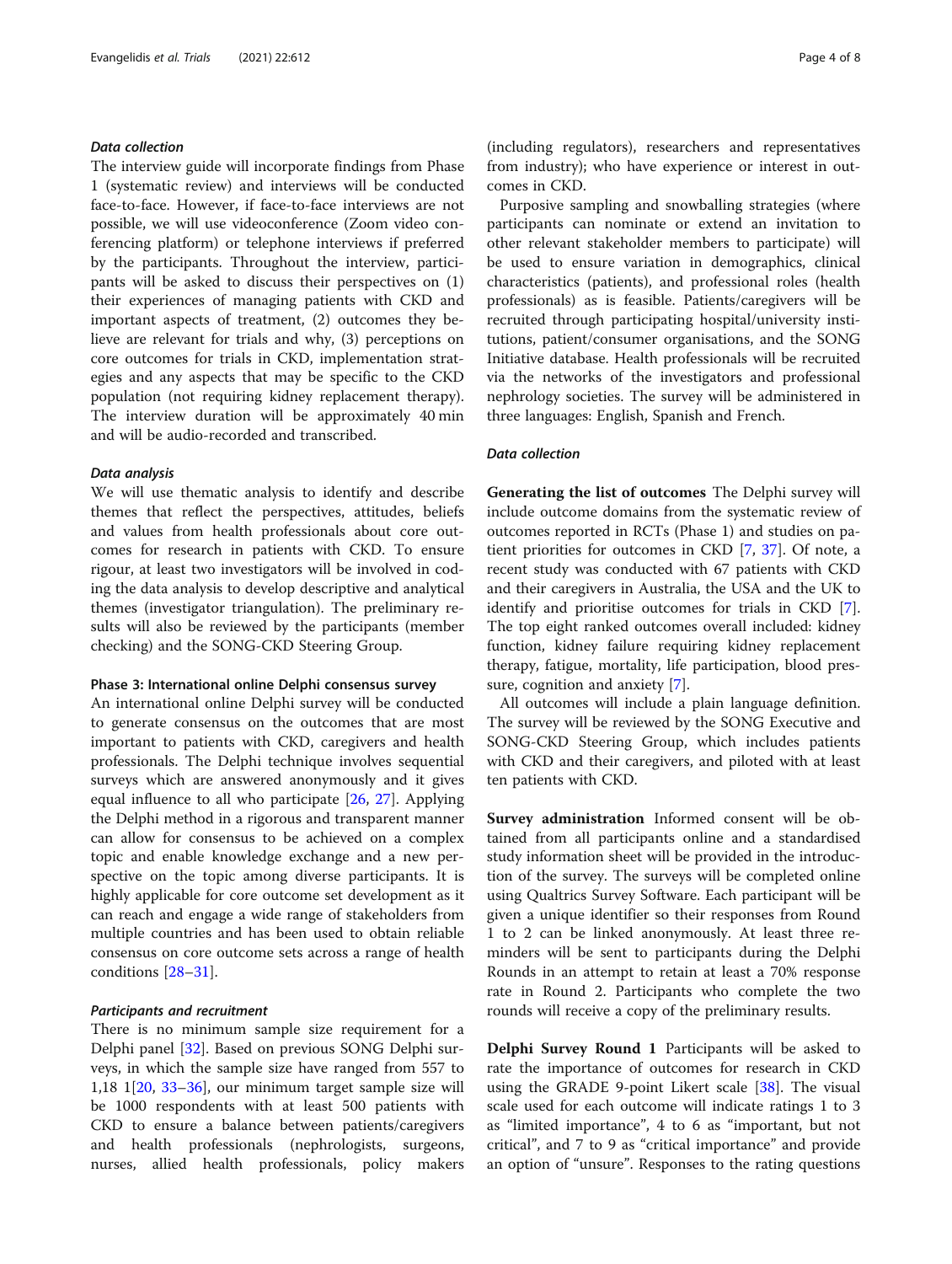#### Data collection

The interview guide will incorporate findings from Phase 1 (systematic review) and interviews will be conducted face-to-face. However, if face-to-face interviews are not possible, we will use videoconference (Zoom video conferencing platform) or telephone interviews if preferred by the participants. Throughout the interview, participants will be asked to discuss their perspectives on (1) their experiences of managing patients with CKD and important aspects of treatment, (2) outcomes they believe are relevant for trials and why, (3) perceptions on core outcomes for trials in CKD, implementation strategies and any aspects that may be specific to the CKD population (not requiring kidney replacement therapy). The interview duration will be approximately 40 min and will be audio-recorded and transcribed.

#### Data analysis

We will use thematic analysis to identify and describe themes that reflect the perspectives, attitudes, beliefs and values from health professionals about core outcomes for research in patients with CKD. To ensure rigour, at least two investigators will be involved in coding the data analysis to develop descriptive and analytical themes (investigator triangulation). The preliminary results will also be reviewed by the participants (member checking) and the SONG-CKD Steering Group.

### Phase 3: International online Delphi consensus survey

An international online Delphi survey will be conducted to generate consensus on the outcomes that are most important to patients with CKD, caregivers and health professionals. The Delphi technique involves sequential surveys which are answered anonymously and it gives equal influence to all who participate [26, 27]. Applying the Delphi method in a rigorous and transparent manner can allow for consensus to be achieved on a complex topic and enable knowledge exchange and a new perspective on the topic among diverse participants. It is highly applicable for core outcome set development as it can reach and engage a wide range of stakeholders from multiple countries and has been used to obtain reliable consensus on core outcome sets across a range of health conditions [28–31].

#### Participants and recruitment

There is no minimum sample size requirement for a Delphi panel [32]. Based on previous SONG Delphi surveys, in which the sample size have ranged from 557 to 1,18 1[20, 33–36], our minimum target sample size will be 1000 respondents with at least 500 patients with CKD to ensure a balance between patients/caregivers and health professionals (nephrologists, surgeons, nurses, allied health professionals, policy makers (including regulators), researchers and representatives from industry); who have experience or interest in outcomes in CKD.

Purposive sampling and snowballing strategies (where participants can nominate or extend an invitation to other relevant stakeholder members to participate) will be used to ensure variation in demographics, clinical characteristics (patients), and professional roles (health professionals) as is feasible. Patients/caregivers will be recruited through participating hospital/university institutions, patient/consumer organisations, and the SONG Initiative database. Health professionals will be recruited via the networks of the investigators and professional nephrology societies. The survey will be administered in three languages: English, Spanish and French.

#### Data collection

**Generating the list of outcomes** The Delphi survey will include outcome domains from the systematic review of outcomes reported in RCTs (Phase 1) and studies on patient priorities for outcomes in CKD [7, 37]. Of note, a recent study was conducted with 67 patients with CKD and their caregivers in Australia, the USA and the UK to identify and prioritise outcomes for trials in CKD [7]. The top eight ranked outcomes overall included: kidney function, kidney failure requiring kidney replacement therapy, fatigue, mortality, life participation, blood pressure, cognition and anxiety [7].

All outcomes will include a plain language definition. The survey will be reviewed by the SONG Executive and SONG-CKD Steering Group, which includes patients with CKD and their caregivers, and piloted with at least ten patients with CKD.

**Survey administration** Informed consent will be obtained from all participants online and a standardised study information sheet will be provided in the introduction of the survey. The surveys will be completed online using Qualtrics Survey Software. Each participant will be given a unique identifier so their responses from Round 1 to 2 can be linked anonymously. At least three reminders will be sent to participants during the Delphi Rounds in an attempt to retain at least a 70% response rate in Round 2. Participants who complete the two rounds will receive a copy of the preliminary results.

**Delphi Survey Round 1** Participants will be asked to rate the importance of outcomes for research in CKD using the GRADE 9-point Likert scale [38]. The visual scale used for each outcome will indicate ratings 1 to 3 as "limited importance", 4 to 6 as "important, but not critical", and 7 to 9 as "critical importance" and provide an option of "unsure". Responses to the rating questions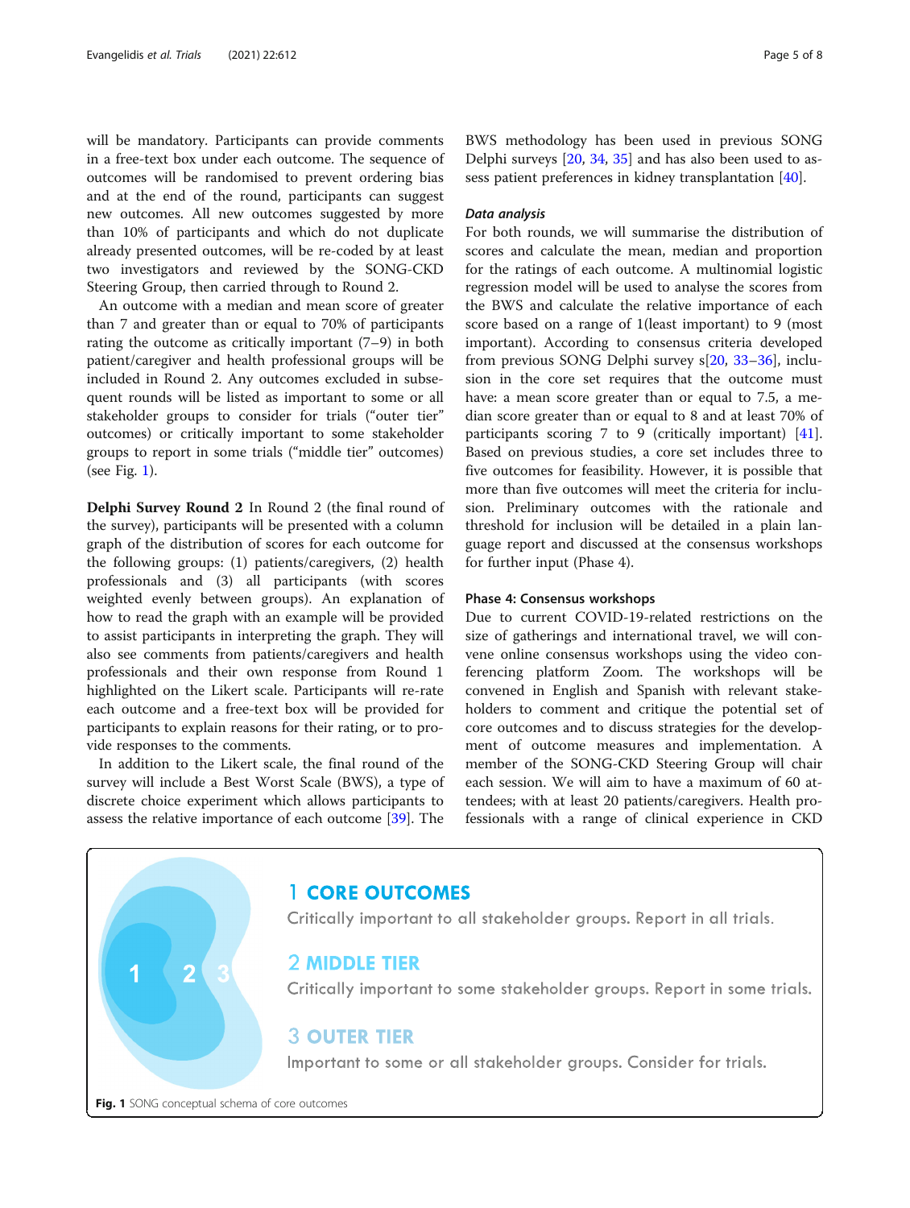will be mandatory. Participants can provide comments in a free-text box under each outcome. The sequence of outcomes will be randomised to prevent ordering bias and at the end of the round, participants can suggest new outcomes. All new outcomes suggested by more than 10% of participants and which do not duplicate already presented outcomes, will be re-coded by at least two investigators and reviewed by the SONG-CKD Steering Group, then carried through to Round 2.

An outcome with a median and mean score of greater than 7 and greater than or equal to 70% of participants rating the outcome as critically important (7–9) in both patient/caregiver and health professional groups will be included in Round 2. Any outcomes excluded in subsequent rounds will be listed as important to some or all stakeholder groups to consider for trials ("outer tier" outcomes) or critically important to some stakeholder groups to report in some trials ("middle tier" outcomes) (see Fig. 1).

**Delphi Survey Round 2** In Round 2 (the final round of the survey), participants will be presented with a column graph of the distribution of scores for each outcome for the following groups: (1) patients/caregivers, (2) health professionals and (3) all participants (with scores weighted evenly between groups). An explanation of how to read the graph with an example will be provided to assist participants in interpreting the graph. They will also see comments from patients/caregivers and health professionals and their own response from Round 1 highlighted on the Likert scale. Participants will re-rate each outcome and a free-text box will be provided for participants to explain reasons for their rating, or to provide responses to the comments.

In addition to the Likert scale, the final round of the survey will include a Best Worst Scale (BWS), a type of discrete choice experiment which allows participants to assess the relative importance of each outcome [39]. The BWS methodology has been used in previous SONG Delphi surveys [20, 34, 35] and has also been used to assess patient preferences in kidney transplantation [40].

### *Data analysis*

For both rounds, we will summarise the distribution of scores and calculate the mean, median and proportion for the ratings of each outcome. A multinomial logistic regression model will be used to analyse the scores from the BWS and calculate the relative importance of each score based on a range of 1(least important) to 9 (most important). According to consensus criteria developed from previous SONG Delphi survey s[20, 33–36], inclusion in the core set requires that the outcome must have: a mean score greater than or equal to 7.5, a median score greater than or equal to 8 and at least 70% of participants scoring 7 to 9 (critically important) [41]. Based on previous studies, a core set includes three to five outcomes for feasibility. However, it is possible that more than five outcomes will meet the criteria for inclusion. Preliminary outcomes with the rationale and threshold for inclusion will be detailed in a plain language report and discussed at the consensus workshops for further input (Phase 4).

### Phase 4: Consensus workshops

Due to current COVID-19-related restrictions on the size of gatherings and international travel, we will convene online consensus workshops using the video conferencing platform Zoom. The workshops will be convened in English and Spanish with relevant stakeholders to comment and critique the potential set of core outcomes and to discuss strategies for the development of outcome measures and implementation. A member of the SONG-CKD Steering Group will chair each session. We will aim to have a maximum of 60 attendees; with at least 20 patients/caregivers. Health professionals with a range of clinical experience in CKD

1 **CORE OUTCOMES**
Critically important to all stakeholder groups. Report in all trials.

2 **MIDDLE TIER**
Critically important to some stakeholder groups. Report in some trials.

3 **OUTER TIER**
Important to some or all stakeholder groups. Consider for trials.

**Fig. 1** SONG conceptual schema of core outcomes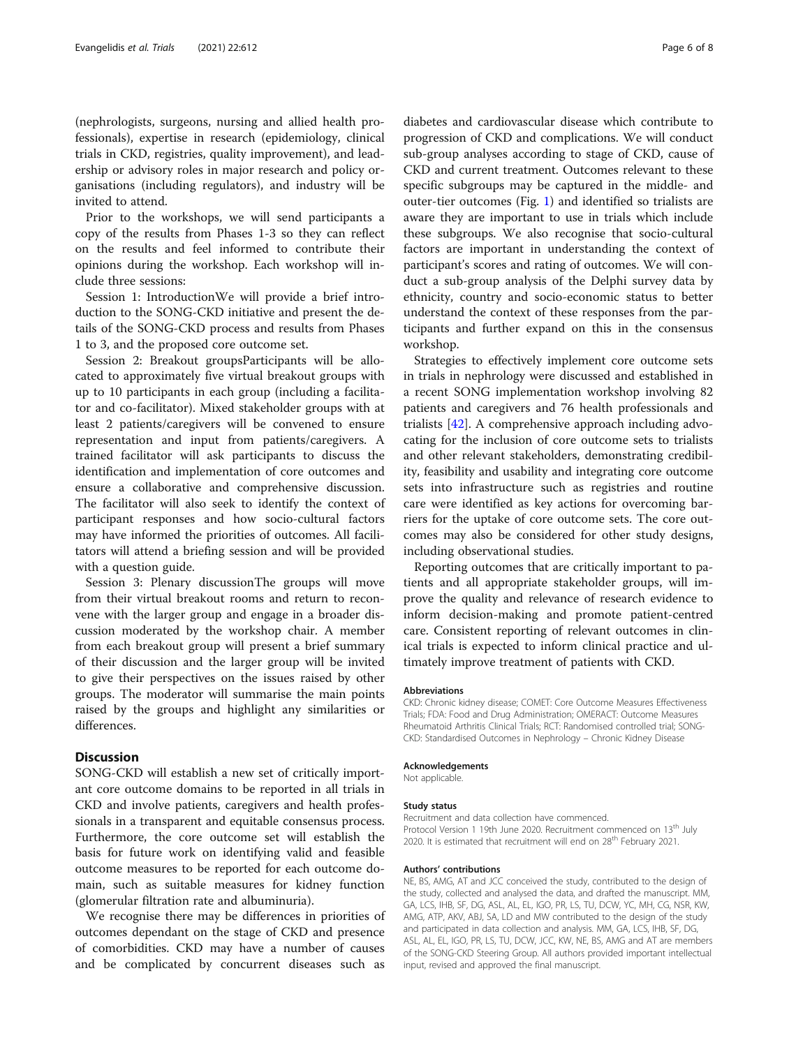(nephrologists, surgeons, nursing and allied health professionals), expertise in research (epidemiology, clinical trials in CKD, registries, quality improvement), and leadership or advisory roles in major research and policy organisations (including regulators), and industry will be invited to attend.

Prior to the workshops, we will send participants a copy of the results from Phases 1-3 so they can reflect on the results and feel informed to contribute their opinions during the workshop. Each workshop will include three sessions:

Session 1: IntroductionWe will provide a brief introduction to the SONG-CKD initiative and present the details of the SONG-CKD process and results from Phases 1 to 3, and the proposed core outcome set.

Session 2: Breakout groupsParticipants will be allocated to approximately five virtual breakout groups with up to 10 participants in each group (including a facilitator and co-facilitator). Mixed stakeholder groups with at least 2 patients/caregivers will be convened to ensure representation and input from patients/caregivers. A trained facilitator will ask participants to discuss the identification and implementation of core outcomes and ensure a collaborative and comprehensive discussion. The facilitator will also seek to identify the context of participant responses and how socio-cultural factors may have informed the priorities of outcomes. All facilitators will attend a briefing session and will be provided with a question guide.

Session 3: Plenary discussionThe groups will move from their virtual breakout rooms and return to reconvene with the larger group and engage in a broader discussion moderated by the workshop chair. A member from each breakout group will present a brief summary of their discussion and the larger group will be invited to give their perspectives on the issues raised by other groups. The moderator will summarise the main points raised by the groups and highlight any similarities or differences.

## Discussion

SONG-CKD will establish a new set of critically important core outcome domains to be reported in all trials in CKD and involve patients, caregivers and health professionals in a transparent and equitable consensus process. Furthermore, the core outcome set will establish the basis for future work on identifying valid and feasible outcome measures to be reported for each outcome domain, such as suitable measures for kidney function (glomerular filtration rate and albuminuria).

We recognise there may be differences in priorities of outcomes dependant on the stage of CKD and presence of comorbidities. CKD may have a number of causes and be complicated by concurrent diseases such as diabetes and cardiovascular disease which contribute to progression of CKD and complications. We will conduct sub-group analyses according to stage of CKD, cause of CKD and current treatment. Outcomes relevant to these specific subgroups may be captured in the middle- and outer-tier outcomes (Fig. 1) and identified so trialists are aware they are important to use in trials which include these subgroups. We also recognise that socio-cultural factors are important in understanding the context of participant's scores and rating of outcomes. We will conduct a sub-group analysis of the Delphi survey data by ethnicity, country and socio-economic status to better understand the context of these responses from the participants and further expand on this in the consensus workshop.

Strategies to effectively implement core outcome sets in trials in nephrology were discussed and established in a recent SONG implementation workshop involving 82 patients and caregivers and 76 health professionals and trialists [42]. A comprehensive approach including advocating for the inclusion of core outcome sets to trialists and other relevant stakeholders, demonstrating credibility, feasibility and usability and integrating core outcome sets into infrastructure such as registries and routine care were identified as key actions for overcoming barriers for the uptake of core outcome sets. The core outcomes may also be considered for other study designs, including observational studies.

Reporting outcomes that are critically important to patients and all appropriate stakeholder groups, will improve the quality and relevance of research evidence to inform decision-making and promote patient-centred care. Consistent reporting of relevant outcomes in clinical trials is expected to inform clinical practice and ultimately improve treatment of patients with CKD.

#### Abbreviations

CKD: Chronic kidney disease; COMET: Core Outcome Measures Effectiveness Trials; FDA: Food and Drug Administration; OMERACT: Outcome Measures Rheumatoid Arthritis Clinical Trials; RCT: Randomised controlled trial; SONG-CKD: Standardised Outcomes in Nephrology – Chronic Kidney Disease

#### Acknowledgements

Not applicable.

#### Study status

Recruitment and data collection have commenced.
Protocol Version 1 19th June 2020. Recruitment commenced on 13th July 2020. It is estimated that recruitment will end on 28th February 2021.

#### Authors' contributions

NE, BS, AMG, AT and JCC conceived the study, contributed to the design of the study, collected and analysed the data, and drafted the manuscript. MM, GA, LCS, IHB, SF, DG, ASL, AL, EL, IGO, PR, LS, TU, DCW, YC, MH, CG, NSR, KW, AMG, ATP, AKV, ABJ, SA, LD and MW contributed to the design of the study and participated in data collection and analysis. MM, GA, LCS, IHB, SF, DG, ASL, AL, EL, IGO, PR, LS, TU, DCW, JCC, KW, NE, BS, AMG and AT are members of the SONG-CKD Steering Group. All authors provided important intellectual input, revised and approved the final manuscript.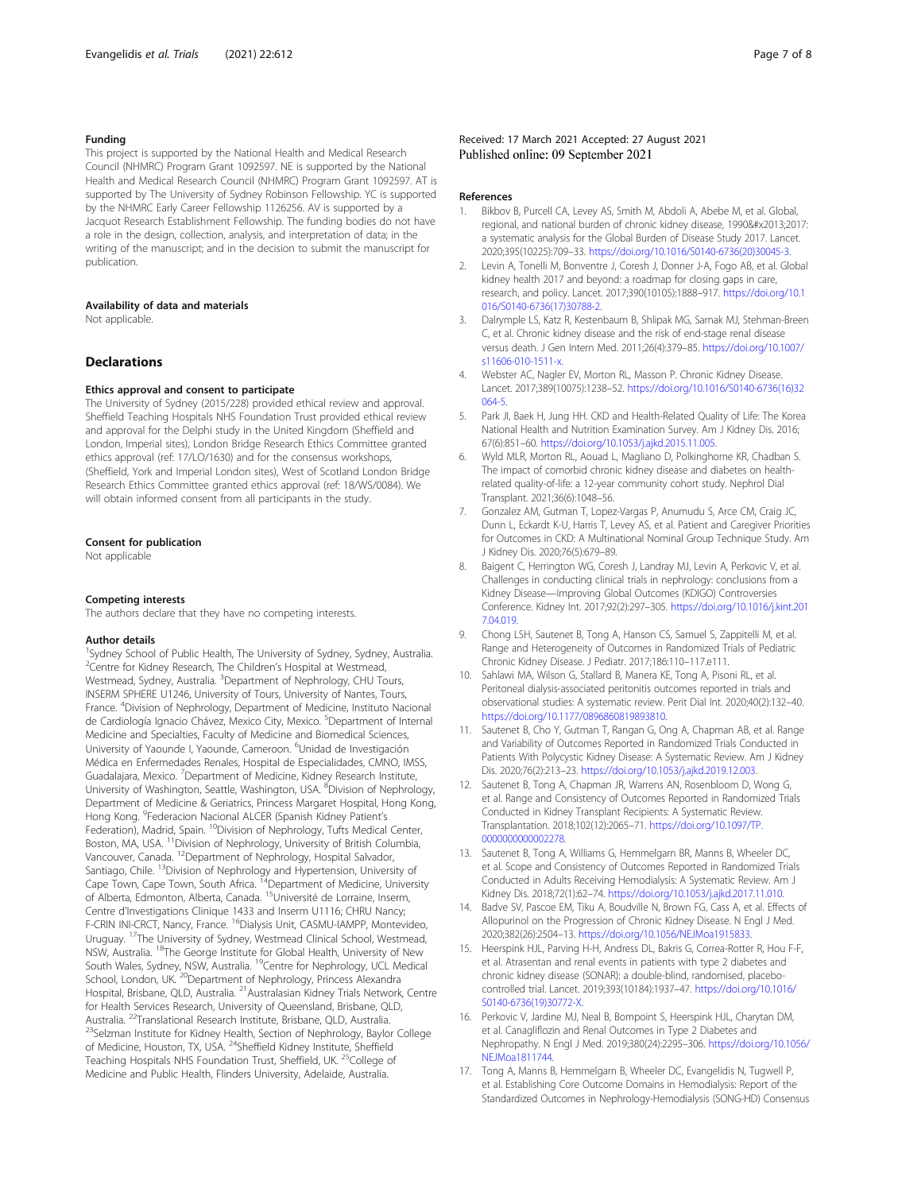### Funding

This project is supported by the National Health and Medical Research Council (NHMRC) Program Grant 1092597. NE is supported by the National Health and Medical Research Council (NHMRC) Program Grant 1092597. AT is supported by The University of Sydney Robinson Fellowship. YC is supported by the NHMRC Early Career Fellowship 1126256. AV is supported by a Jacquot Research Establishment Fellowship. The funding bodies do not have a role in the design, collection, analysis, and interpretation of data; in the writing of the manuscript; and in the decision to submit the manuscript for publication.

### Availability of data and materials

Not applicable.

## Declarations

### Ethics approval and consent to participate

The University of Sydney (2015/228) provided ethical review and approval. Sheffield Teaching Hospitals NHS Foundation Trust provided ethical review and approval for the Delphi study in the United Kingdom (Sheffield and London, Imperial sites), London Bridge Research Ethics Committee granted ethics approval (ref: 17/LO/1630) and for the consensus workshops, (Sheffield, York and Imperial London sites), West of Scotland London Bridge Research Ethics Committee granted ethics approval (ref: 18/WS/0084). We will obtain informed consent from all participants in the study.

### Consent for publication

Not applicable

### Competing interests

The authors declare that they have no competing interests.

### Author details

[1]Sydney School of Public Health, The University of Sydney, Sydney, Australia. [2]Centre for Kidney Research, The Children's Hospital at Westmead, Westmead, Sydney, Australia. [3]Department of Nephrology, CHU Tours, INSERM SPHERE U1246, University of Tours, University of Nantes, Tours, France. [4]Division of Nephrology, Department of Medicine, Instituto Nacional de Cardiología Ignacio Chávez, Mexico City, Mexico. [5]Department of Internal Medicine and Specialties, Faculty of Medicine and Biomedical Sciences, University of Yaounde I, Yaounde, Cameroon. [6]Unidad de Investigación Médica en Enfermedades Renales, Hospital de Especialidades, CMNO, IMSS, Guadalajara, Mexico. [7]Department of Medicine, Kidney Research Institute, University of Washington, Seattle, Washington, USA. [8]Division of Nephrology, Department of Medicine & Geriatrics, Princess Margaret Hospital, Hong Kong, Hong Kong. [9]Federacion Nacional ALCER (Spanish Kidney Patient's Federation), Madrid, Spain. [10]Division of Nephrology, Tufts Medical Center, Boston, MA, USA. [11]Division of Nephrology, University of British Columbia, Vancouver, Canada. [12]Department of Nephrology, Hospital Salvador, Santiago, Chile. [13]Division of Nephrology and Hypertension, University of Cape Town, Cape Town, South Africa. [14]Department of Medicine, University of Alberta, Edmonton, Alberta, Canada. [15]Université de Lorraine, Inserm, Centre d'Investigations Clinique 1433 and Inserm U1116; CHRU Nancy; F-CRIN INI-CRCT, Nancy, France. [16]Dialysis Unit, CASMU-IAMPP, Montevideo, Uruguay. [17]The University of Sydney, Westmead Clinical School, Westmead, NSW, Australia. [18]The George Institute for Global Health, University of New South Wales, Sydney, NSW, Australia. [19]Centre for Nephrology, UCL Medical School, London, UK. [20]Department of Nephrology, Princess Alexandra Hospital, Brisbane, QLD, Australia. [21]Australasian Kidney Trials Network, Centre for Health Services Research, University of Queensland, Brisbane, QLD, Australia. [22]Translational Research Institute, Brisbane, QLD, Australia. [23]Selzman Institute for Kidney Health, Section of Nephrology, Baylor College of Medicine, Houston, TX, USA. [24]Sheffield Kidney Institute, Sheffield Teaching Hospitals NHS Foundation Trust, Sheffield, UK. [25]College of Medicine and Public Health, Flinders University, Adelaide, Australia.

Received: 17 March 2021 Accepted: 27 August 2021
Published online: 09 September 2021

### References

1. Bikbov B, Purcell CA, Levey AS, Smith M, Abdoli A, Abebe M, et al. Global, regional, and national burden of chronic kidney disease, 1990&#x2013;2017: a systematic analysis for the Global Burden of Disease Study 2017. Lancet. 2020;395(10225):709–33. https://doi.org/10.1016/S0140-6736(20)30045-3.
2. Levin A, Tonelli M, Bonventre J, Coresh J, Donner J-A, Fogo AB, et al. Global kidney health 2017 and beyond: a roadmap for closing gaps in care, research, and policy. Lancet. 2017;390(10105):1888–917. https://doi.org/10.1016/S0140-6736(17)30788-2.
3. Dalrymple LS, Katz R, Kestenbaum B, Shlipak MG, Sarnak MJ, Stehman-Breen C, et al. Chronic kidney disease and the risk of end-stage renal disease versus death. J Gen Intern Med. 2011;26(4):379–85. https://doi.org/10.1007/s11606-010-1511-x.
4. Webster AC, Nagler EV, Morton RL, Masson P. Chronic Kidney Disease. Lancet. 2017;389(10075):1238–52. https://doi.org/10.1016/S0140-6736(16)32064-5.
5. Park JI, Baek H, Jung HH. CKD and Health-Related Quality of Life: The Korea National Health and Nutrition Examination Survey. Am J Kidney Dis. 2016; 67(6):851–60. https://doi.org/10.1053/j.ajkd.2015.11.005.
6. Wyld MLR, Morton RL, Aouad L, Magliano D, Polkinghorne KR, Chadban S. The impact of comorbid chronic kidney disease and diabetes on health-related quality-of-life: a 12-year community cohort study. Nephrol Dial Transplant. 2021;36(6):1048–56.
7. Gonzalez AM, Gutman T, Lopez-Vargas P, Anumudu S, Arce CM, Craig JC, Dunn L, Eckardt K-U, Harris T, Levey AS, et al. Patient and Caregiver Priorities for Outcomes in CKD: A Multinational Nominal Group Technique Study. Am J Kidney Dis. 2020;76(5):679–89.
8. Baigent C, Herrington WG, Coresh J, Landray MJ, Levin A, Perkovic V, et al. Challenges in conducting clinical trials in nephrology: conclusions from a Kidney Disease—Improving Global Outcomes (KDIGO) Controversies Conference. Kidney Int. 2017;92(2):297–305. https://doi.org/10.1016/j.kint.2017.04.019.
9. Chong LSH, Sautenet B, Tong A, Hanson CS, Samuel S, Zappitelli M, et al. Range and Heterogeneity of Outcomes in Randomized Trials of Pediatric Chronic Kidney Disease. J Pediatr. 2017;186:110–117.e111.
10. Sahlawi MA, Wilson G, Stallard B, Manera KE, Tong A, Pisoni RL, et al. Peritoneal dialysis-associated peritonitis outcomes reported in trials and observational studies: A systematic review. Perit Dial Int. 2020;40(2):132–40. https://doi.org/10.1177/0896860819893810.
11. Sautenet B, Cho Y, Gutman T, Rangan G, Ong A, Chapman AB, et al. Range and Variability of Outcomes Reported in Randomized Trials Conducted in Patients With Polycystic Kidney Disease: A Systematic Review. Am J Kidney Dis. 2020;76(2):213–23. https://doi.org/10.1053/j.ajkd.2019.12.003.
12. Sautenet B, Tong A, Chapman JR, Warrens AN, Rosenbloom D, Wong G, et al. Range and Consistency of Outcomes Reported in Randomized Trials Conducted in Kidney Transplant Recipients: A Systematic Review. Transplantation. 2018;102(12):2065–71. https://doi.org/10.1097/TP.0000000000002278.
13. Sautenet B, Tong A, Williams G, Hemmelgarn BR, Manns B, Wheeler DC, et al. Scope and Consistency of Outcomes Reported in Randomized Trials Conducted in Adults Receiving Hemodialysis: A Systematic Review. Am J Kidney Dis. 2018;72(1):62–74. https://doi.org/10.1053/j.ajkd.2017.11.010.
14. Badve SV, Pascoe EM, Tiku A, Boudville N, Brown FG, Cass A, et al. Effects of Allopurinol on the Progression of Chronic Kidney Disease. N Engl J Med. 2020;382(26):2504–13. https://doi.org/10.1056/NEJMoa1915833.
15. Heerspink HJL, Parving H-H, Andress DL, Bakris G, Correa-Rotter R, Hou F-F, et al. Atrasentan and renal events in patients with type 2 diabetes and chronic kidney disease (SONAR): a double-blind, randomised, placebo-controlled trial. Lancet. 2019;393(10184):1937–47. https://doi.org/10.1016/S0140-6736(19)30772-X.
16. Perkovic V, Jardine MJ, Neal B, Bompoint S, Heerspink HJL, Charytan DM, et al. Canagliflozin and Renal Outcomes in Type 2 Diabetes and Nephropathy. N Engl J Med. 2019;380(24):2295–306. https://doi.org/10.1056/NEJMoa1811744.
17. Tong A, Manns B, Hemmelgarn B, Wheeler DC, Evangelidis N, Tugwell P, et al. Establishing Core Outcome Domains in Hemodialysis: Report of the Standardized Outcomes in Nephrology-Hemodialysis (SONG-HD) Consensus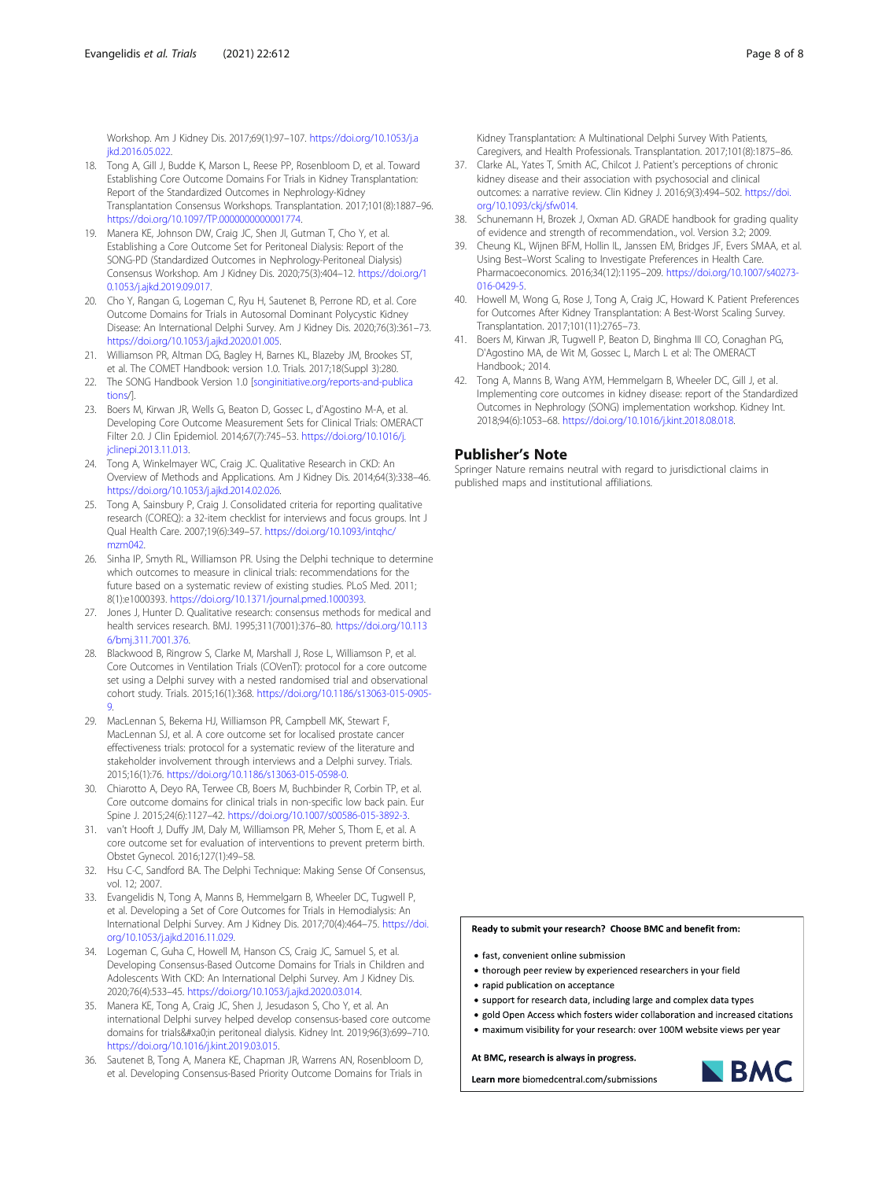Workshop. Am J Kidney Dis. 2017;69(1):97–107. https://doi.org/10.1053/j.ajkd.2016.05.022.

18. Tong A, Gill J, Budde K, Marson L, Reese PP, Rosenbloom D, et al. Toward Establishing Core Outcome Domains For Trials in Kidney Transplantation: Report of the Standardized Outcomes in Nephrology-Kidney Transplantation Consensus Workshops. Transplantation. 2017;101(8):1887–96. https://doi.org/10.1097/TP.0000000000001774.
19. Manera KE, Johnson DW, Craig JC, Shen JI, Gutman T, Cho Y, et al. Establishing a Core Outcome Set for Peritoneal Dialysis: Report of the SONG-PD (Standardized Outcomes in Nephrology-Peritoneal Dialysis) Consensus Workshop. Am J Kidney Dis. 2020;75(3):404–12. https://doi.org/10.1053/j.ajkd.2019.09.017.
20. Cho Y, Rangan G, Logeman C, Ryu H, Sautenet B, Perrone RD, et al. Core Outcome Domains for Trials in Autosomal Dominant Polycystic Kidney Disease: An International Delphi Survey. Am J Kidney Dis. 2020;76(3):361–73. https://doi.org/10.1053/j.ajkd.2020.01.005.
21. Williamson PR, Altman DG, Bagley H, Barnes KL, Blazeby JM, Brookes ST, et al. The COMET Handbook: version 1.0. Trials. 2017;18(Suppl 3):280.
22. The SONG Handbook Version 1.0 [songinitiative.org/reports-and-publications/].
23. Boers M, Kirwan JR, Wells G, Beaton D, Gossec L, d'Agostino M-A, et al. Developing Core Outcome Measurement Sets for Clinical Trials: OMERACT Filter 2.0. J Clin Epidemiol. 2014;67(7):745–53. https://doi.org/10.1016/j.jclinepi.2013.11.013.
24. Tong A, Winkelmayer WC, Craig JC. Qualitative Research in CKD: An Overview of Methods and Applications. Am J Kidney Dis. 2014;64(3):338–46. https://doi.org/10.1053/j.ajkd.2014.02.026.
25. Tong A, Sainsbury P, Craig J. Consolidated criteria for reporting qualitative research (COREQ): a 32-item checklist for interviews and focus groups. Int J Qual Health Care. 2007;19(6):349–57. https://doi.org/10.1093/intqhc/mzm042.
26. Sinha IP, Smyth RL, Williamson PR. Using the Delphi technique to determine which outcomes to measure in clinical trials: recommendations for the future based on a systematic review of existing studies. PLoS Med. 2011; 8(1):e1000393. https://doi.org/10.1371/journal.pmed.1000393.
27. Jones J, Hunter D. Qualitative research: consensus methods for medical and health services research. BMJ. 1995;311(7001):376–80. https://doi.org/10.1136/bmj.311.7001.376.
28. Blackwood B, Ringrow S, Clarke M, Marshall J, Rose L, Williamson P, et al. Core Outcomes in Ventilation Trials (COVenT): protocol for a core outcome set using a Delphi survey with a nested randomised trial and observational cohort study. Trials. 2015;16(1):368. https://doi.org/10.1186/s13063-015-0905-9.
29. MacLennan S, Bekema HJ, Williamson PR, Campbell MK, Stewart F, MacLennan SJ, et al. A core outcome set for localised prostate cancer effectiveness trials: protocol for a systematic review of the literature and stakeholder involvement through interviews and a Delphi survey. Trials. 2015;16(1):76. https://doi.org/10.1186/s13063-015-0598-0.
30. Chiarotto A, Deyo RA, Terwee CB, Boers M, Buchbinder R, Corbin TP, et al. Core outcome domains for clinical trials in non-specific low back pain. Eur Spine J. 2015;24(6):1127–42. https://doi.org/10.1007/s00586-015-3892-3.
31. van't Hooft J, Duffy JM, Daly M, Williamson PR, Meher S, Thom E, et al. A core outcome set for evaluation of interventions to prevent preterm birth. Obstet Gynecol. 2016;127(1):49–58.
32. Hsu C-C, Sandford BA. The Delphi Technique: Making Sense Of Consensus, vol. 12; 2007.
33. Evangelidis N, Tong A, Manns B, Hemmelgarn B, Wheeler DC, Tugwell P, et al. Developing a Set of Core Outcomes for Trials in Hemodialysis: An International Delphi Survey. Am J Kidney Dis. 2017;70(4):464–75. https://doi.org/10.1053/j.ajkd.2016.11.029.
34. Logeman C, Guha C, Howell M, Hanson CS, Craig JC, Samuel S, et al. Developing Consensus-Based Outcome Domains for Trials in Children and Adolescents With CKD: An International Delphi Survey. Am J Kidney Dis. 2020;76(4):533–45. https://doi.org/10.1053/j.ajkd.2020.03.014.
35. Manera KE, Tong A, Craig JC, Shen J, Jesudason S, Cho Y, et al. An international Delphi survey helped develop consensus-based core outcome domains for trials&#xa0;in peritoneal dialysis. Kidney Int. 2019;96(3):699–710. https://doi.org/10.1016/j.kint.2019.03.015.
36. Sautenet B, Tong A, Manera KE, Chapman JR, Warrens AN, Rosenbloom D, et al. Developing Consensus-Based Priority Outcome Domains for Trials in Kidney Transplantation: A Multinational Delphi Survey With Patients, Caregivers, and Health Professionals. Transplantation. 2017;101(8):1875–86.
37. Clarke AL, Yates T, Smith AC, Chilcot J. Patient's perceptions of chronic kidney disease and their association with psychosocial and clinical outcomes: a narrative review. Clin Kidney J. 2016;9(3):494–502. https://doi.org/10.1093/ckj/sfw014.
38. Schunemann H, Brozek J, Oxman AD. GRADE handbook for grading quality of evidence and strength of recommendation., vol. Version 3.2; 2009.
39. Cheung KL, Wijnen BFM, Hollin IL, Janssen EM, Bridges JF, Evers SMAA, et al. Using Best–Worst Scaling to Investigate Preferences in Health Care. Pharmacoeconomics. 2016;34(12):1195–209. https://doi.org/10.1007/s40273-016-0429-5.
40. Howell M, Wong G, Rose J, Tong A, Craig JC, Howard K. Patient Preferences for Outcomes After Kidney Transplantation: A Best-Worst Scaling Survey. Transplantation. 2017;101(11):2765–73.
41. Boers M, Kirwan JR, Tugwell P, Beaton D, Binghma III CO, Conaghan PG, D'Agostino MA, de Wit M, Gossec L, March L et al: The OMERACT Handbook.; 2014.
42. Tong A, Manns B, Wang AYM, Hemmelgarn B, Wheeler DC, Gill J, et al. Implementing core outcomes in kidney disease: report of the Standardized Outcomes in Nephrology (SONG) implementation workshop. Kidney Int. 2018;94(6):1053–68. https://doi.org/10.1016/j.kint.2018.08.018.

## Publisher's Note

Springer Nature remains neutral with regard to jurisdictional claims in published maps and institutional affiliations.

**Ready to submit your research? Choose BMC and benefit from:**

- fast, convenient online submission
- thorough peer review by experienced researchers in your field
- rapid publication on acceptance
- support for research data, including large and complex data types
- gold Open Access which fosters wider collaboration and increased citations
- maximum visibility for your research: over 100M website views per year

**At BMC, research is always in progress.**

**Learn more** biomedcentral.com/submissions

BMC